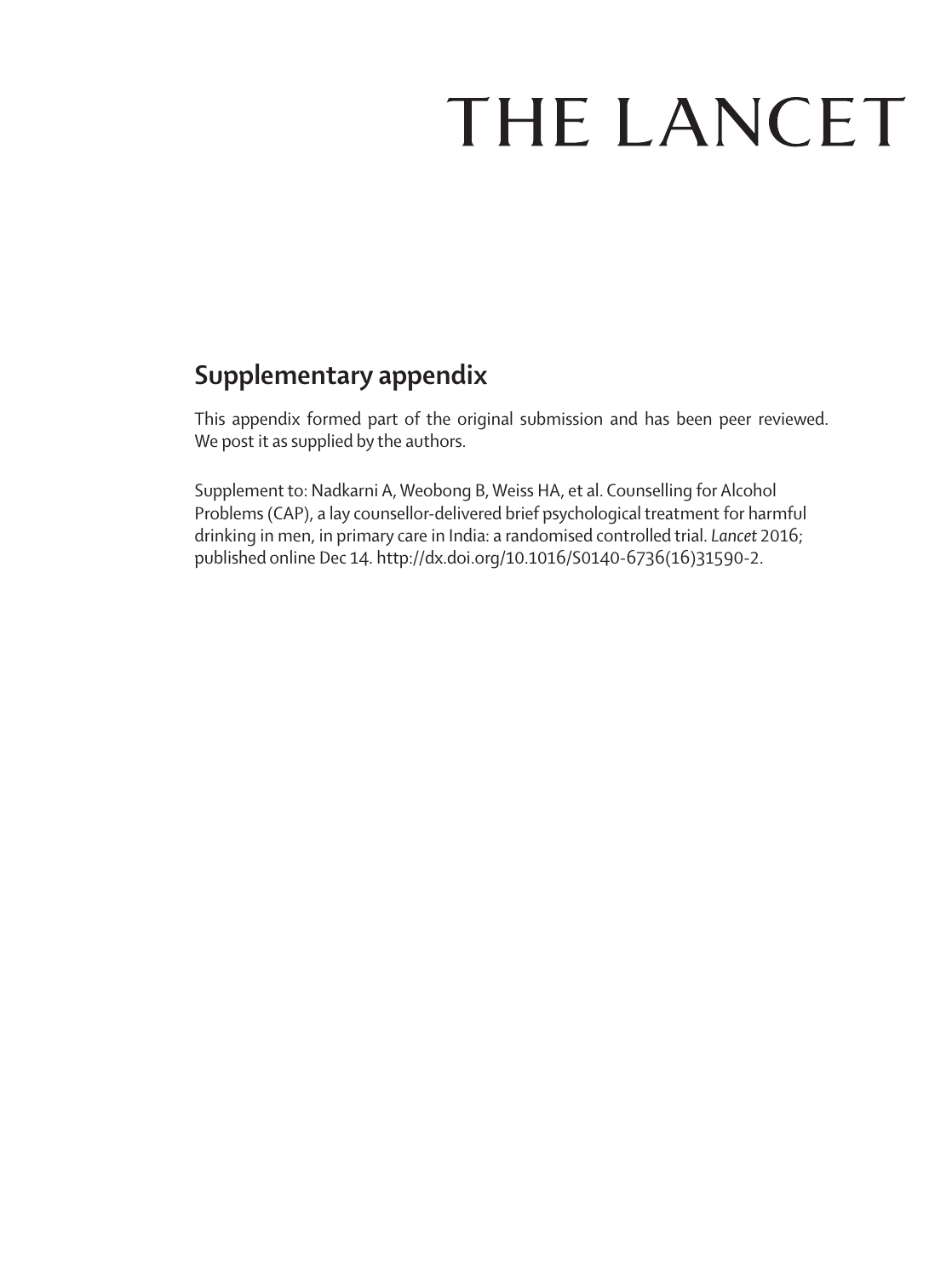# THE LANCET

## Supplementary appendix

This appendix formed part of the original submission and has been peer reviewed. We post it as supplied by the authors.

Supplement to: Nadkarni A, Weobong B, Weiss HA, et al. Counselling for Alcohol Problems (CAP), a lay counsellor-delivered brief psychological treatment for harmful drinking in men, in primary care in India: a randomised controlled trial. *Lancet* 2016; published online Dec 14. http://dx.doi.org/10.1016/S0140-6736(16)31590-2.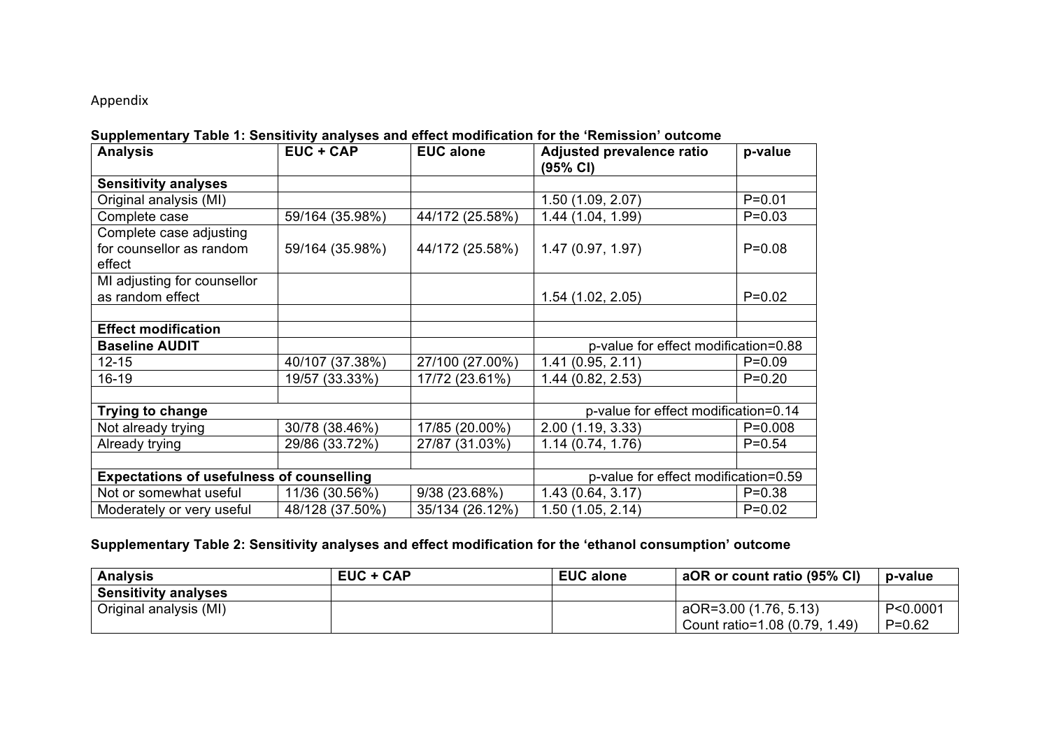Appendix

**Supplementary Table 1: Sensitivity analyses and effect modification for the 'Remission' outcome**

| Analysis | EUC + CAP | EUC alone | Adjusted prevalence ratio (95% CI) | p-value |
|---|---|---|---|---|
| **Sensitivity analyses** | | | | |
| Original analysis (MI) | | | 1.50 (1.09, 2.07) | P=0.01 |
| Complete case | 59/164 (35.98%) | 44/172 (25.58%) | 1.44 (1.04, 1.99) | P=0.03 |
| Complete case adjusting for counsellor as random effect | 59/164 (35.98%) | 44/172 (25.58%) | 1.47 (0.97, 1.97) | P=0.08 |
| MI adjusting for counsellor as random effect | | | 1.54 (1.02, 2.05) | P=0.02 |
| | | | | |
| **Effect modification** | | | | |
| **Baseline AUDIT** | | | p-value for effect modification=0.88 | |
| 12-15 | 40/107 (37.38%) | 27/100 (27.00%) | 1.41 (0.95, 2.11) | P=0.09 |
| 16-19 | 19/57 (33.33%) | 17/72 (23.61%) | 1.44 (0.82, 2.53) | P=0.20 |
| | | | | |
| **Trying to change** | | | p-value for effect modification=0.14 | |
| Not already trying | 30/78 (38.46%) | 17/85 (20.00%) | 2.00 (1.19, 3.33) | P=0.008 |
| Already trying | 29/86 (33.72%) | 27/87 (31.03%) | 1.14 (0.74, 1.76) | P=0.54 |
| | | | | |
| **Expectations of usefulness of counselling** | | | p-value for effect modification=0.59 | |
| Not or somewhat useful | 11/36 (30.56%) | 9/38 (23.68%) | 1.43 (0.64, 3.17) | P=0.38 |
| Moderately or very useful | 48/128 (37.50%) | 35/134 (26.12%) | 1.50 (1.05, 2.14) | P=0.02 |

**Supplementary Table 2: Sensitivity analyses and effect modification for the 'ethanol consumption' outcome**

| Analysis | EUC + CAP | EUC alone | aOR or count ratio (95% CI) | p-value |
|---|---|---|---|---|
| **Sensitivity analyses** | | | | |
| Original analysis (MI) | | | aOR=3.00 (1.76, 5.13)<br>Count ratio=1.08 (0.79, 1.49) | P<0.0001<br>P=0.62 |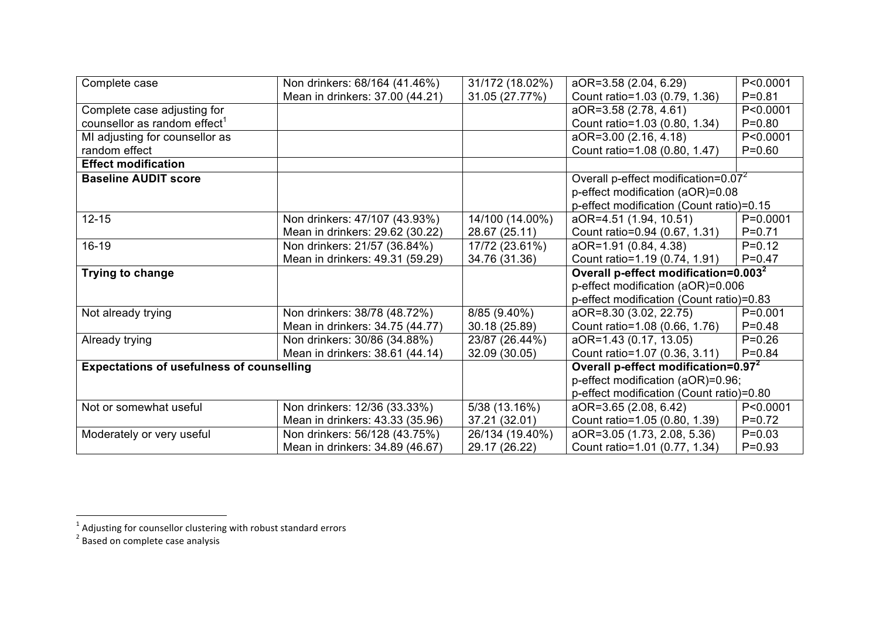| | | | | |
|---|---|---|---|---|
| Complete case | Non drinkers: 68/164 (41.46%)<br>Mean in drinkers: 37.00 (44.21) | 31/172 (18.02%)<br>31.05 (27.77%) | aOR=3.58 (2.04, 6.29)<br>Count ratio=1.03 (0.79, 1.36) | P<0.0001<br>P=0.81 |
| Complete case adjusting for counsellor as random effect[1] | | | aOR=3.58 (2.78, 4.61)<br>Count ratio=1.03 (0.80, 1.34) | P<0.0001<br>P=0.80 |
| MI adjusting for counsellor as random effect | | | aOR=3.00 (2.16, 4.18)<br>Count ratio=1.08 (0.80, 1.47) | P<0.0001<br>P=0.60 |
| **Effect modification** | | | | |
| **Baseline AUDIT score** | | | Overall p-effect modification=0.07[2]<br>p-effect modification (aOR)=0.08<br>p-effect modification (Count ratio)=0.15 | |
| 12-15 | Non drinkers: 47/107 (43.93%)<br>Mean in drinkers: 29.62 (30.22) | 14/100 (14.00%)<br>28.67 (25.11) | aOR=4.51 (1.94, 10.51)<br>Count ratio=0.94 (0.67, 1.31) | P=0.0001<br>P=0.71 |
| 16-19 | Non drinkers: 21/57 (36.84%)<br>Mean in drinkers: 49.31 (59.29) | 17/72 (23.61%)<br>34.76 (31.36) | aOR=1.91 (0.84, 4.38)<br>Count ratio=1.19 (0.74, 1.91) | P=0.12<br>P=0.47 |
| **Trying to change** | | | **Overall p-effect modification=0.003[2]**<br>p-effect modification (aOR)=0.006<br>p-effect modification (Count ratio)=0.83 | |
| Not already trying | Non drinkers: 38/78 (48.72%)<br>Mean in drinkers: 34.75 (44.77) | 8/85 (9.40%)<br>30.18 (25.89) | aOR=8.30 (3.02, 22.75)<br>Count ratio=1.08 (0.66, 1.76) | P=0.001<br>P=0.48 |
| Already trying | Non drinkers: 30/86 (34.88%)<br>Mean in drinkers: 38.61 (44.14) | 23/87 (26.44%)<br>32.09 (30.05) | aOR=1.43 (0.17, 13.05)<br>Count ratio=1.07 (0.36, 3.11) | P=0.26<br>P=0.84 |
| **Expectations of usefulness of counselling** | | | **Overall p-effect modification=0.97[2]**<br>p-effect modification (aOR)=0.96;<br>p-effect modification (Count ratio)=0.80 | |
| Not or somewhat useful | Non drinkers: 12/36 (33.33%)<br>Mean in drinkers: 43.33 (35.96) | 5/38 (13.16%)<br>37.21 (32.01) | aOR=3.65 (2.08, 6.42)<br>Count ratio=1.05 (0.80, 1.39) | P<0.0001<br>P=0.72 |
| Moderately or very useful | Non drinkers: 56/128 (43.75%)<br>Mean in drinkers: 34.89 (46.67) | 26/134 (19.40%)<br>29.17 (26.22) | aOR=3.05 (1.73, 2.08, 5.36)<br>Count ratio=1.01 (0.77, 1.34) | P=0.03<br>P=0.93 |

[1] Adjusting for counsellor clustering with robust standard errors

[2] Based on complete case analysis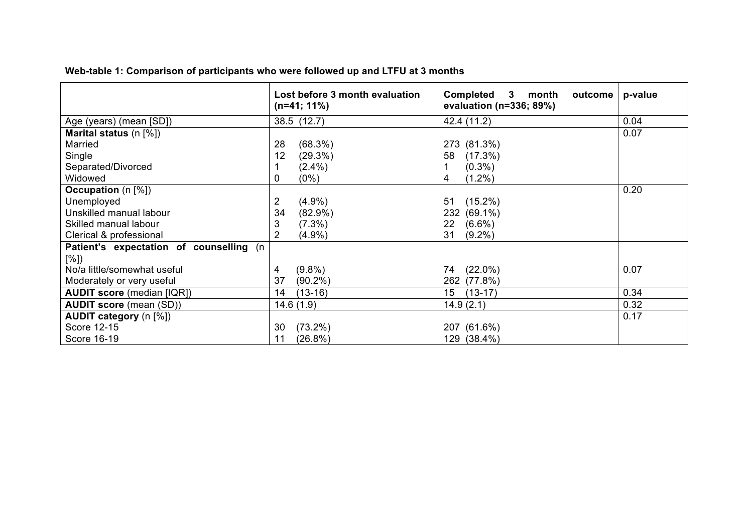**Web-table 1: Comparison of participants who were followed up and LTFU at 3 months**

| | Lost before 3 month evaluation (n=41; 11%) | Completed 3 month outcome evaluation (n=336; 89%) | p-value |
|---|---|---|---|
| Age (years) (mean [SD]) | 38.5 (12.7) | 42.4 (11.2) | 0.04 |
| **Marital status** (n [%]) | | | 0.07 |
| Married | 28 (68.3%) | 273 (81.3%) | |
| Single | 12 (29.3%) | 58 (17.3%) | |
| Separated/Divorced | 1 (2.4%) | 1 (0.3%) | |
| Widowed | 0 (0%) | 4 (1.2%) | |
| **Occupation** (n [%]) | | | 0.20 |
| Unemployed | 2 (4.9%) | 51 (15.2%) | |
| Unskilled manual labour | 34 (82.9%) | 232 (69.1%) | |
| Skilled manual labour | 3 (7.3%) | 22 (6.6%) | |
| Clerical & professional | 2 (4.9%) | 31 (9.2%) | |
| **Patient's expectation of counselling** (n [%]) | | | |
| No/a little/somewhat useful | 4 (9.8%) | 74 (22.0%) | 0.07 |
| Moderately or very useful | 37 (90.2%) | 262 (77.8%) | |
| **AUDIT score** (median [IQR]) | 14 (13-16) | 15 (13-17) | 0.34 |
| **AUDIT score** (mean (SD)) | 14.6 (1.9) | 14.9 (2.1) | 0.32 |
| **AUDIT category** (n [%]) | | | 0.17 |
| Score 12-15 | 30 (73.2%) | 207 (61.6%) | |
| Score 16-19 | 11 (26.8%) | 129 (38.4%) | |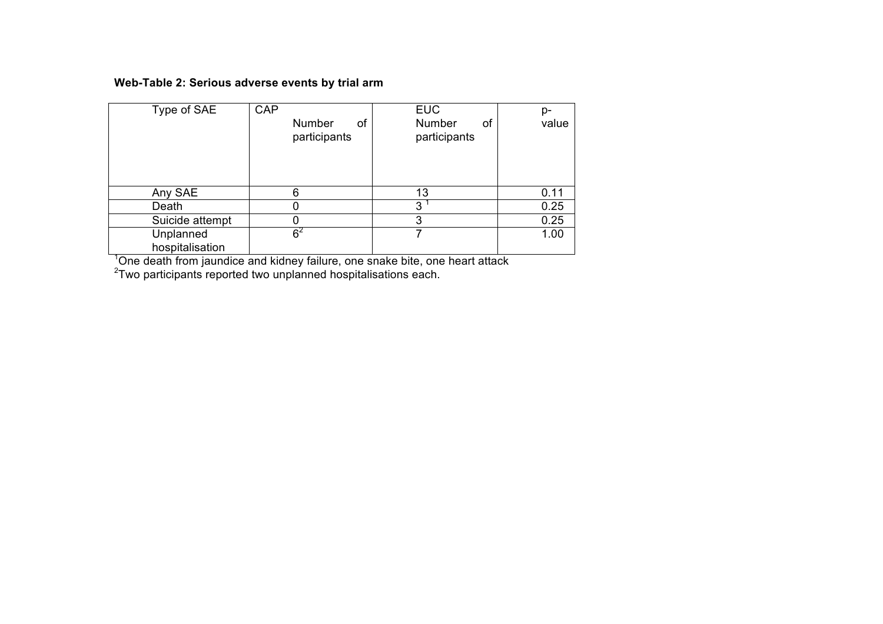**Web-Table 2: Serious adverse events by trial arm**

| Type of SAE | CAP Number of participants | EUC Number of participants | p-value |
|---|---|---|---|
| Any SAE | 6 | 13 | 0.11 |
| Death | 0 | 3 [1] | 0.25 |
| Suicide attempt | 0 | 3 | 0.25 |
| Unplanned hospitalisation | 6[2] | 7 | 1.00 |

[1]One death from jaundice and kidney failure, one snake bite, one heart attack

[2]Two participants reported two unplanned hospitalisations each.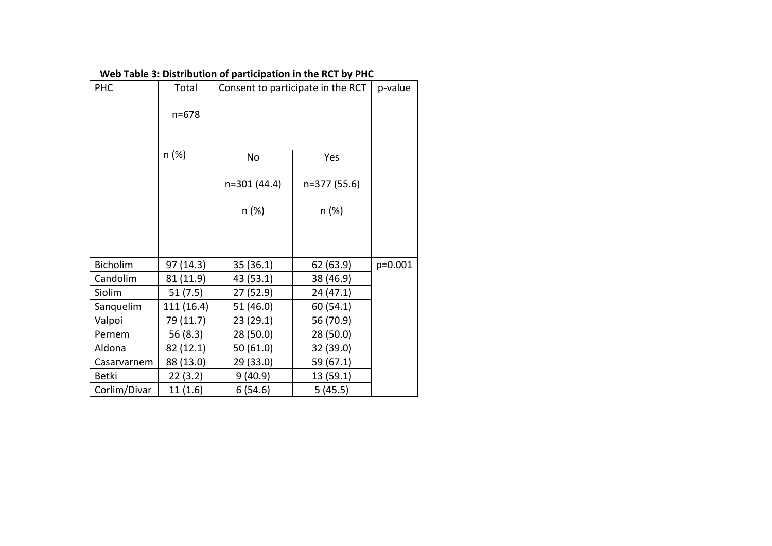**Web Table 3: Distribution of participation in the RCT by PHC**

| PHC | Total n=678 n (%) | Consent to participate in the RCT | | p-value |
|---|---|---|---|---|
| | | No n=301 (44.4) n (%) | Yes n=377 (55.6) n (%) | |
| Bicholim | 97 (14.3) | 35 (36.1) | 62 (63.9) | p=0.001 |
| Candolim | 81 (11.9) | 43 (53.1) | 38 (46.9) | |
| Siolim | 51 (7.5) | 27 (52.9) | 24 (47.1) | |
| Sanquelim | 111 (16.4) | 51 (46.0) | 60 (54.1) | |
| Valpoi | 79 (11.7) | 23 (29.1) | 56 (70.9) | |
| Pernem | 56 (8.3) | 28 (50.0) | 28 (50.0) | |
| Aldona | 82 (12.1) | 50 (61.0) | 32 (39.0) | |
| Casarvarnem | 88 (13.0) | 29 (33.0) | 59 (67.1) | |
| Betki | 22 (3.2) | 9 (40.9) | 13 (59.1) | |
| Corlim/Divar | 11 (1.6) | 6 (54.6) | 5 (45.5) | |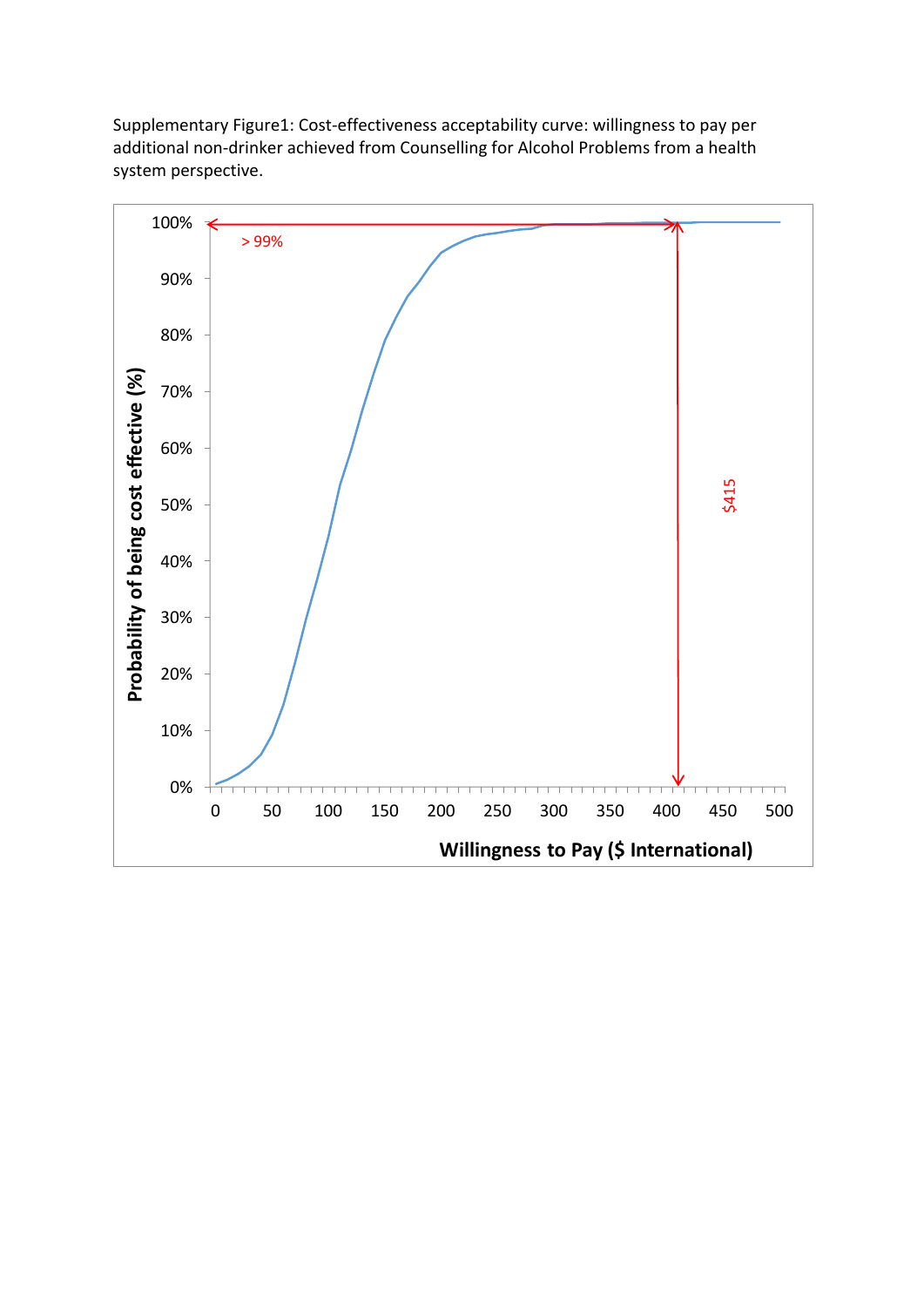Supplementary Figure1: Cost-effectiveness acceptability curve: willingness to pay per additional non-drinker achieved from Counselling for Alcohol Problems from a health system perspective.

Probability of being cost effective (%)

100%
90%
80%
70%
60%
50%
40%
30%
20%
10%
0%

> 99%

$415

0
50
100
150
200
250
300
350
400
450
500

Willingness to Pay ($ International)